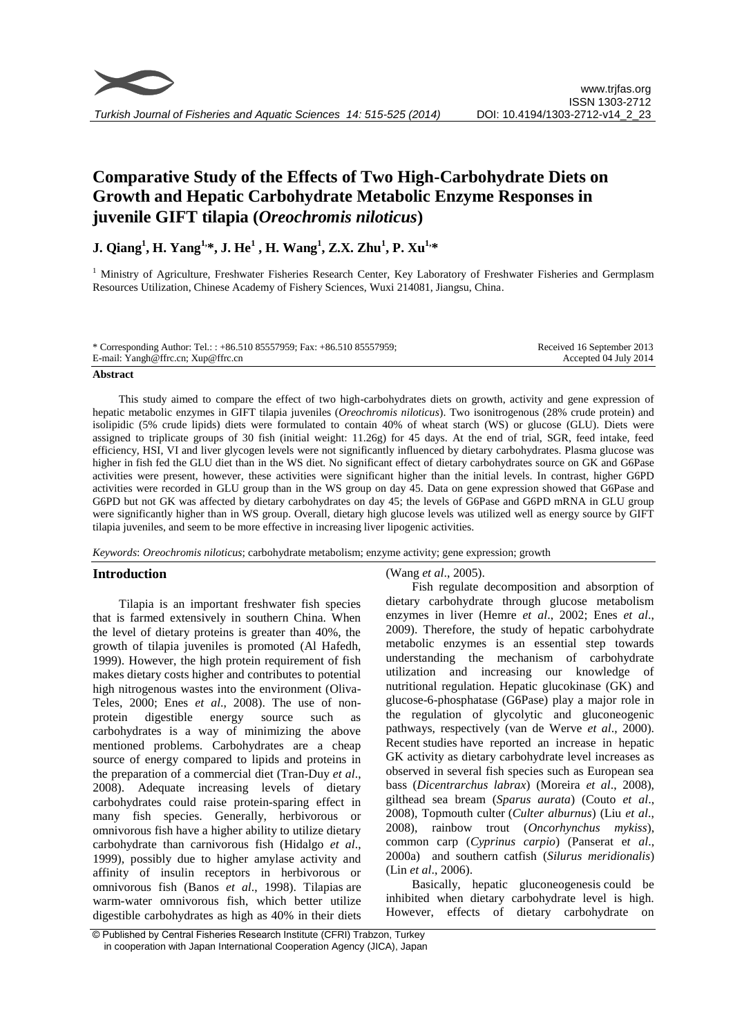# Comparative Study of the Effects of Two High-Carbohydrate Diets on Growth and Hepatic Carbohydrate Metabolic Enzyme Responses in juvenile GIFT tilapia (*Oreochromis niloticus*)

**J. Qiang[1], H. Yang[1,*], J. He[1], H. Wang[1], Z.X. Zhu[1], P. Xu[1,*]**

[1] Ministry of Agriculture, Freshwater Fisheries Research Center, Key Laboratory of Freshwater Fisheries and Germplasm Resources Utilization, Chinese Academy of Fishery Sciences, Wuxi 214081, Jiangsu, China.

\* Corresponding Author: Tel.: : +86.510 85557959; Fax: +86.510 85557959;
E-mail: Yangh@ffrc.cn; Xup@ffrc.cn

Received 16 September 2013
Accepted 04 July 2014

## Abstract

This study aimed to compare the effect of two high-carbohydrates diets on growth, activity and gene expression of hepatic metabolic enzymes in GIFT tilapia juveniles (*Oreochromis niloticus*). Two isonitrogenous (28% crude protein) and isolipidic (5% crude lipids) diets were formulated to contain 40% of wheat starch (WS) or glucose (GLU). Diets were assigned to triplicate groups of 30 fish (initial weight: 11.26g) for 45 days. At the end of trial, SGR, feed intake, feed efficiency, HSI, VI and liver glycogen levels were not significantly influenced by dietary carbohydrates. Plasma glucose was higher in fish fed the GLU diet than in the WS diet. No significant effect of dietary carbohydrates source on GK and G6Pase activities were present, however, these activities were significant higher than the initial levels. In contrast, higher G6PD activities were recorded in GLU group than in the WS group on day 45. Data on gene expression showed that G6Pase and G6PD but not GK was affected by dietary carbohydrates on day 45; the levels of G6Pase and G6PD mRNA in GLU group were significantly higher than in WS group. Overall, dietary high glucose levels was utilized well as energy source by GIFT tilapia juveniles, and seem to be more effective in increasing liver lipogenic activities.

*Keywords*: *Oreochromis niloticus*; carbohydrate metabolism; enzyme activity; gene expression; growth

## Introduction

Tilapia is an important freshwater fish species that is farmed extensively in southern China. When the level of dietary proteins is greater than 40%, the growth of tilapia juveniles is promoted (Al Hafedh, 1999). However, the high protein requirement of fish makes dietary costs higher and contributes to potential high nitrogenous wastes into the environment (Oliva-Teles, 2000; Enes *et al*., 2008). The use of non-protein digestible energy source such as carbohydrates is a way of minimizing the above mentioned problems. Carbohydrates are a cheap source of energy compared to lipids and proteins in the preparation of a commercial diet (Tran-Duy *et al*., 2008). Adequate increasing levels of dietary carbohydrates could raise protein-sparing effect in many fish species. Generally, herbivorous or omnivorous fish have a higher ability to utilize dietary carbohydrate than carnivorous fish (Hidalgo *et al*., 1999), possibly due to higher amylase activity and affinity of insulin receptors in herbivorous or omnivorous fish (Banos *et al*., 1998). Tilapias are warm-water omnivorous fish, which better utilize digestible carbohydrates as high as 40% in their diets (Wang *et al*., 2005).

Fish regulate decomposition and absorption of dietary carbohydrate through glucose metabolism enzymes in liver (Hemre *et al*., 2002; Enes *et al*., 2009). Therefore, the study of hepatic carbohydrate metabolic enzymes is an essential step towards understanding the mechanism of carbohydrate utilization and increasing our knowledge of nutritional regulation. Hepatic glucokinase (GK) and glucose-6-phosphatase (G6Pase) play a major role in the regulation of glycolytic and gluconeogenic pathways, respectively (van de Werve *et al*., 2000). Recent studies have reported an increase in hepatic GK activity as dietary carbohydrate level increases as observed in several fish species such as European sea bass (*Dicentrarchus labrax*) (Moreira *et al*., 2008), gilthead sea bream (*Sparus aurata*) (Couto *et al*., 2008), Topmouth culter (*Culter alburnus*) (Liu *et al*., 2008), rainbow trout (*Oncorhynchus mykiss*), common carp (*Cyprinus carpio*) (Panserat e*t al*., 2000a) and southern catfish (*Silurus meridionalis*) (Lin *et al*., 2006).

Basically, hepatic gluconeogenesis could be inhibited when dietary carbohydrate level is high. However, effects of dietary carbohydrate on

© Published by Central Fisheries Research Institute (CFRI) Trabzon, Turkey in cooperation with Japan International Cooperation Agency (JICA), Japan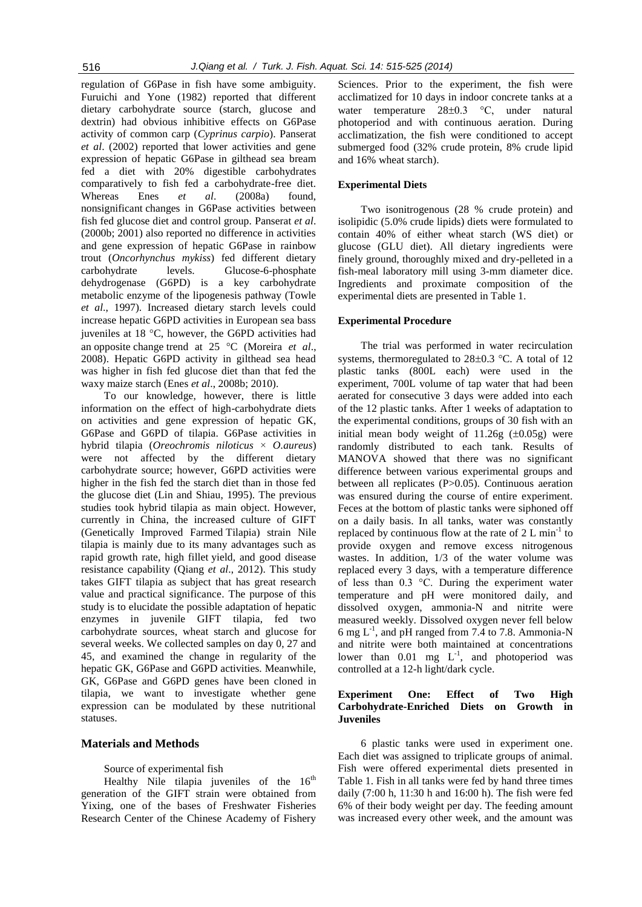regulation of G6Pase in fish have some ambiguity. Furuichi and Yone (1982) reported that different dietary carbohydrate source (starch, glucose and dextrin) had obvious inhibitive effects on G6Pase activity of common carp (*Cyprinus carpio*). Panserat *et al*. (2002) reported that lower activities and gene expression of hepatic G6Pase in gilthead sea bream fed a diet with 20% digestible carbohydrates comparatively to fish fed a carbohydrate-free diet. Whereas Enes *et al*. (2008a) found, nonsignificant changes in G6Pase activities between fish fed glucose diet and control group. Panserat *et al*. (2000b; 2001) also reported no difference in activities and gene expression of hepatic G6Pase in rainbow trout (*Oncorhynchus mykiss*) fed different dietary carbohydrate levels. Glucose-6-phosphate dehydrogenase (G6PD) is a key carbohydrate metabolic enzyme of the lipogenesis pathway (Towle *et al*., 1997). Increased dietary starch levels could increase hepatic G6PD activities in European sea bass juveniles at 18 °C, however, the G6PD activities had an opposite change trend at 25 °C (Moreira *et al*., 2008). Hepatic G6PD activity in gilthead sea head was higher in fish fed glucose diet than that fed the waxy maize starch (Enes *et al*., 2008b; 2010).

To our knowledge, however, there is little information on the effect of high-carbohydrate diets on activities and gene expression of hepatic GK, G6Pase and G6PD of tilapia. G6Pase activities in hybrid tilapia (*Oreochromis niloticus* × *O.aureus*) were not affected by the different dietary carbohydrate source; however, G6PD activities were higher in the fish fed the starch diet than in those fed the glucose diet (Lin and Shiau, 1995). The previous studies took hybrid tilapia as main object. However, currently in China, the increased culture of GIFT (Genetically Improved Farmed Tilapia) strain Nile tilapia is mainly due to its many advantages such as rapid growth rate, high fillet yield, and good disease resistance capability (Qiang *et al*., 2012). This study takes GIFT tilapia as subject that has great research value and practical significance. The purpose of this study is to elucidate the possible adaptation of hepatic enzymes in juvenile GIFT tilapia, fed two carbohydrate sources, wheat starch and glucose for several weeks. We collected samples on day 0, 27 and 45, and examined the change in regularity of the hepatic GK, G6Pase and G6PD activities. Meanwhile, GK, G6Pase and G6PD genes have been cloned in tilapia, we want to investigate whether gene expression can be modulated by these nutritional statuses.

## Materials and Methods

Source of experimental fish

Healthy Nile tilapia juveniles of the 16th generation of the GIFT strain were obtained from Yixing, one of the bases of Freshwater Fisheries Research Center of the Chinese Academy of Fishery Sciences. Prior to the experiment, the fish were acclimatized for 10 days in indoor concrete tanks at a water temperature 28±0.3 °C, under natural photoperiod and with continuous aeration. During acclimatization, the fish were conditioned to accept submerged food (32% crude protein, 8% crude lipid and 16% wheat starch).

### Experimental Diets

Two isonitrogenous (28 % crude protein) and isolipidic (5.0% crude lipids) diets were formulated to contain 40% of either wheat starch (WS diet) or glucose (GLU diet). All dietary ingredients were finely ground, thoroughly mixed and dry-pelleted in a fish-meal laboratory mill using 3-mm diameter dice. Ingredients and proximate composition of the experimental diets are presented in Table 1.

### Experimental Procedure

The trial was performed in water recirculation systems, thermoregulated to 28±0.3 °C. A total of 12 plastic tanks (800L each) were used in the experiment, 700L volume of tap water that had been aerated for consecutive 3 days were added into each of the 12 plastic tanks. After 1 weeks of adaptation to the experimental conditions, groups of 30 fish with an initial mean body weight of 11.26g (±0.05g) were randomly distributed to each tank. Results of MANOVA showed that there was no significant difference between various experimental groups and between all replicates ($P>0.05$). Continuous aeration was ensured during the course of entire experiment. Feces at the bottom of plastic tanks were siphoned off on a daily basis. In all tanks, water was constantly replaced by continuous flow at the rate of 2 L $min^{-1}$ to provide oxygen and remove excess nitrogenous wastes. In addition, 1/3 of the water volume was replaced every 3 days, with a temperature difference of less than 0.3 °C. During the experiment water temperature and pH were monitored daily, and dissolved oxygen, ammonia-N and nitrite were measured weekly. Dissolved oxygen never fell below 6 mg $L^{-1}$, and pH ranged from 7.4 to 7.8. Ammonia-N and nitrite were both maintained at concentrations lower than 0.01 mg $L^{-1}$, and photoperiod was controlled at a 12-h light/dark cycle.

### Experiment One: Effect of Two High Carbohydrate-Enriched Diets on Growth in Juveniles

6 plastic tanks were used in experiment one. Each diet was assigned to triplicate groups of animal. Fish were offered experimental diets presented in Table 1. Fish in all tanks were fed by hand three times daily (7:00 h, 11:30 h and 16:00 h). The fish were fed 6% of their body weight per day. The feeding amount was increased every other week, and the amount was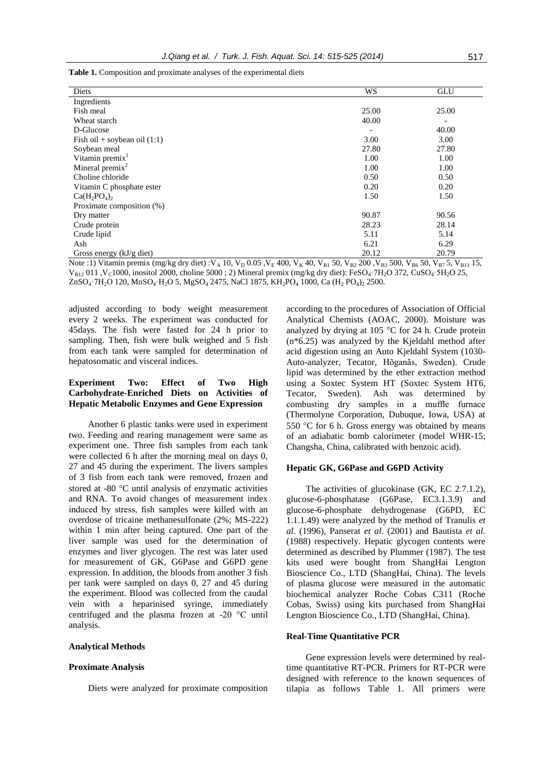**Table 1.** Composition and proximate analyses of the experimental diets

| Diets | WS | GLU |
|---|---|---|
| Ingredients | | |
| Fish meal | 25.00 | 25.00 |
| Wheat starch | 40.00 | - |
| D-Glucose | - | 40.00 |
| Fish oil + soybean oil (1:1) | 3.00 | 3.00 |
| Soybean meal | 27.80 | 27.80 |
| Vitamin premix[1] | 1.00 | 1.00 |
| Mineral premix[2] | 1.00 | 1.00 |
| Choline chloride | 0.50 | 0.50 |
| Vitamin C phosphate ester | 0.20 | 0.20 |
| $Ca(H_2PO_4)_2$ | 1.50 | 1.50 |
| Proximate composition (%) | | |
| Dry matter | 90.87 | 90.56 |
| Crude protein | 28.23 | 28.14 |
| Crude lipid | 5.11 | 5.14 |
| Ash | 6.21 | 6.29 |
| Gross energy (kJ/g diet) | 20.12 | 20.79 |

Note :1) Vitamin premix (mg/kg dry diet) :$V_A$ 10, $V_D$ 0.05 ,$V_E$ 400, $V_K$ 40, $V_{B1}$ 50, $V_{B2}$ 200 ,$V_{B3}$ 500, $V_{B6}$ 50, $V_{B7}$ 5, $V_{B11}$ 15, $V_{B12}$ 011 ,$V_C$1000, inositol 2000, choline 5000 ; 2) Mineral premix (mg/kg dry diet): $FeSO_4{\cdot}7H_2O$ 372, $CuSO_4{\cdot}5H_2O$ 25, $ZnSO_4{\cdot}7H_2O$ 120, $MnSO_4{\cdot}H_2O$ 5, $MgSO_4$ 2475, NaCl 1875, $KH_2PO_4$ 1000, Ca $(H_2PO_4)_2$ 2500.

adjusted according to body weight measurement every 2 weeks. The experiment was conducted for 45days. The fish were fasted for 24 h prior to sampling. Then, fish were bulk weighed and 5 fish from each tank were sampled for determination of hepatosomatic and visceral indices.

### Experiment Two: Effect of Two High Carbohydrate-Enriched Diets on Activities of Hepatic Metabolic Enzymes and Gene Expression

Another 6 plastic tanks were used in experiment two. Feeding and rearing management were same as experiment one. Three fish samples from each tank were collected 6 h after the morning meal on days 0, 27 and 45 during the experiment. The livers samples of 3 fish from each tank were removed, frozen and stored at -80 °C until analysis of enzymatic activities and RNA. To avoid changes of measurement index induced by stress, fish samples were killed with an overdose of tricaine methanesulfonate (2%; MS-222) within 1 min after being captured. One part of the liver sample was used for the determination of enzymes and liver glycogen. The rest was later used for measurement of GK, G6Pase and G6PD gene expression. In addition, the bloods from another 3 fish per tank were sampled on days 0, 27 and 45 during the experiment. Blood was collected from the caudal vein with a heparinised syringe, immediately centrifuged and the plasma frozen at -20 °C until analysis.

### Analytical Methods

#### Proximate Analysis

Diets were analyzed for proximate composition according to the procedures of Association of Official Analytical Chemists (AOAC, 2000). Moisture was analyzed by drying at 105 °C for 24 h. Crude protein (n*6.25) was analyzed by the Kjeldahl method after acid digestion using an Auto Kjeldahl System (1030-Auto-analyzer, Tecator, Hõganãs, Sweden). Crude lipid was determined by the ether extraction method using a Soxtec System HT (Soxtec System HT6, Tecator, Sweden). Ash was determined by combusting dry samples in a muffle furnace (Thermolyne Corporation, Dubuque, Iowa, USA) at 550 °C for 6 h. Gross energy was obtained by means of an adiabatic bomb calorimeter (model WHR-15; Changsha, China, calibrated with benzoic acid).

#### Hepatic GK, G6Pase and G6PD Activity

The activities of glucokinase (GK, EC 2.7.1.2), glucose-6-phosphatase (G6Pase, EC3.1.3.9) and glucose-6-phosphate dehydrogenase (G6PD, EC 1.1.1.49) were analyzed by the method of Tranulis *et al*. (1996), Panserat *et al*. (2001) and Bautista *et al*. (1988) respectively. Hepatic glycogen contents were determined as described by Plummer (1987). The test kits used were bought from ShangHai Lengton Bioscience Co., LTD (ShangHai, China). The levels of plasma glucose were measured in the automatic biochemical analyzer Roche Cobas C311 (Roche Cobas, Swiss) using kits purchased from ShangHai Lengton Bioscience Co., LTD (ShangHai, China).

#### Real-Time Quantitative PCR

Gene expression levels were determined by real-time quantitative RT-PCR. Primers for RT-PCR were designed with reference to the known sequences of tilapia as follows Table 1. All primers were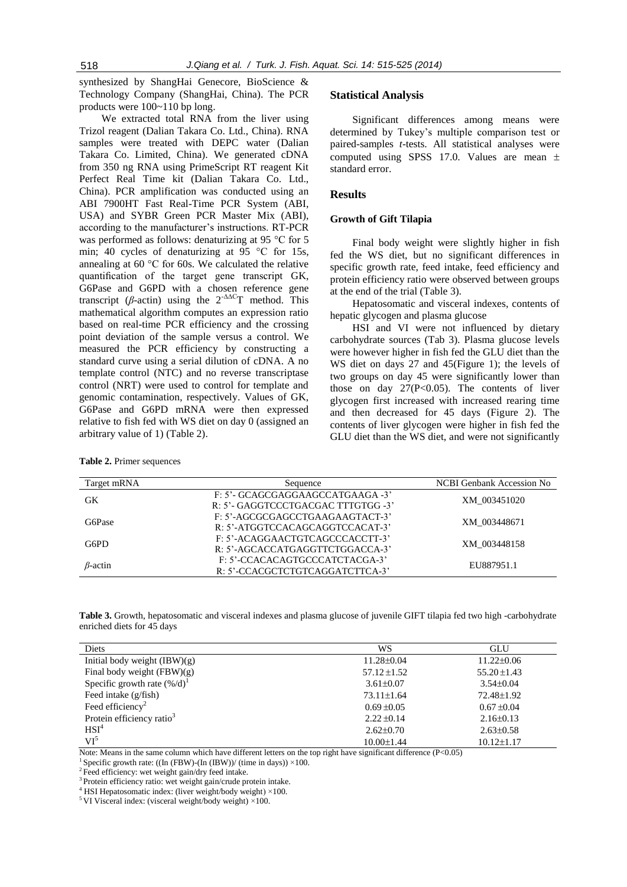synthesized by ShangHai Genecore, BioScience & Technology Company (ShangHai, China). The PCR products were 100~110 bp long.

We extracted total RNA from the liver using Trizol reagent (Dalian Takara Co. Ltd., China). RNA samples were treated with DEPC water (Dalian Takara Co. Limited, China). We generated cDNA from 350 ng RNA using PrimeScript RT reagent Kit Perfect Real Time kit (Dalian Takara Co. Ltd., China). PCR amplification was conducted using an ABI 7900HT Fast Real-Time PCR System (ABI, USA) and SYBR Green PCR Master Mix (ABI), according to the manufacturer's instructions. RT-PCR was performed as follows: denaturizing at 95 °C for 5 min; 40 cycles of denaturizing at 95 °C for 15s, annealing at 60 °C for 60s. We calculated the relative quantification of the target gene transcript GK, G6Pase and G6PD with a chosen reference gene transcript ($\beta$-actin) using the $2^{-\Delta\Delta C}$T method. This mathematical algorithm computes an expression ratio based on real-time PCR efficiency and the crossing point deviation of the sample versus a control. We measured the PCR efficiency by constructing a standard curve using a serial dilution of cDNA. A no template control (NTC) and no reverse transcriptase control (NRT) were used to control for template and genomic contamination, respectively. Values of GK, G6Pase and G6PD mRNA were then expressed relative to fish fed with WS diet on day 0 (assigned an arbitrary value of 1) (Table 2).

## Statistical Analysis

Significant differences among means were determined by Tukey's multiple comparison test or paired-samples *t*-tests. All statistical analyses were computed using SPSS 17.0. Values are mean ± standard error.

## Results

### Growth of Gift Tilapia

Final body weight were slightly higher in fish fed the WS diet, but no significant differences in specific growth rate, feed intake, feed efficiency and protein efficiency ratio were observed between groups at the end of the trial (Table 3).

Hepatosomatic and visceral indexes, contents of hepatic glycogen and plasma glucose

HSI and VI were not influenced by dietary carbohydrate sources (Tab 3). Plasma glucose levels were however higher in fish fed the GLU diet than the WS diet on days 27 and 45(Figure 1); the levels of two groups on day 45 were significantly lower than those on day 27($P<0.05$). The contents of liver glycogen first increased with increased rearing time and then decreased for 45 days (Figure 2). The contents of liver glycogen were higher in fish fed the GLU diet than the WS diet, and were not significantly

**Table 2.** Primer sequences

| Target mRNA | Sequence | NCBI Genbank Accession No |
|---|---|---|
| GK | F: 5'- GCAGCGAGGAAGCCATGAAGA -3'<br>R: 5'- GAGGTCCCTGACGAC TTTGTGG -3' | XM_003451020 |
| G6Pase | F: 5'-AGCGCGAGCCTGAAGAAGTACT-3'<br>R: 5'-ATGGTCCACAGCAGGTCCACAT-3' | XM_003448671 |
| G6PD | F: 5'-ACAGGAACTGTCAGCCCACCTT-3'<br>R: 5'-AGCACCATGAGGTTCTGGACCA-3' | XM_003448158 |
| $\beta$-actin | F: 5'-CCACACAGTGCCCATCTACGA-3'<br>R: 5'-CCACGCTCTGTCAGGATCTTCA-3' | EU887951.1 |

**Table 3.** Growth, hepatosomatic and visceral indexes and plasma glucose of juvenile GIFT tilapia fed two high -carbohydrate enriched diets for 45 days

| Diets | WS | GLU |
|---|---|---|
| Initial body weight (IBW)(g) | 11.28±0.04 | 11.22±0.06 |
| Final body weight (FBW)(g) | 57.12 ±1.52 | 55.20 ±1.43 |
| Specific growth rate (%/d)[1] | 3.61±0.07 | 3.54±0.04 |
| Feed intake (g/fish) | 73.11±1.64 | 72.48±1.92 |
| Feed efficiency[2] | 0.69 ±0.05 | 0.67 ±0.04 |
| Protein efficiency ratio[3] | 2.22 ±0.14 | 2.16±0.13 |
| HSI[4] | 2.62±0.70 | 2.63±0.58 |
| VI[5] | 10.00±1.44 | 10.12±1.17 |

Note: Means in the same column which have different letters on the top right have significant difference ($P<0.05$)

[1] Specific growth rate: ((In (FBW)-(In (IBW))/ (time in days)) ×100.

[2] Feed efficiency: wet weight gain/dry feed intake.

[3] Protein efficiency ratio: wet weight gain/crude protein intake.

[4] HSI Hepatosomatic index: (liver weight/body weight) ×100.

[5] VI Visceral index: (visceral weight/body weight) ×100.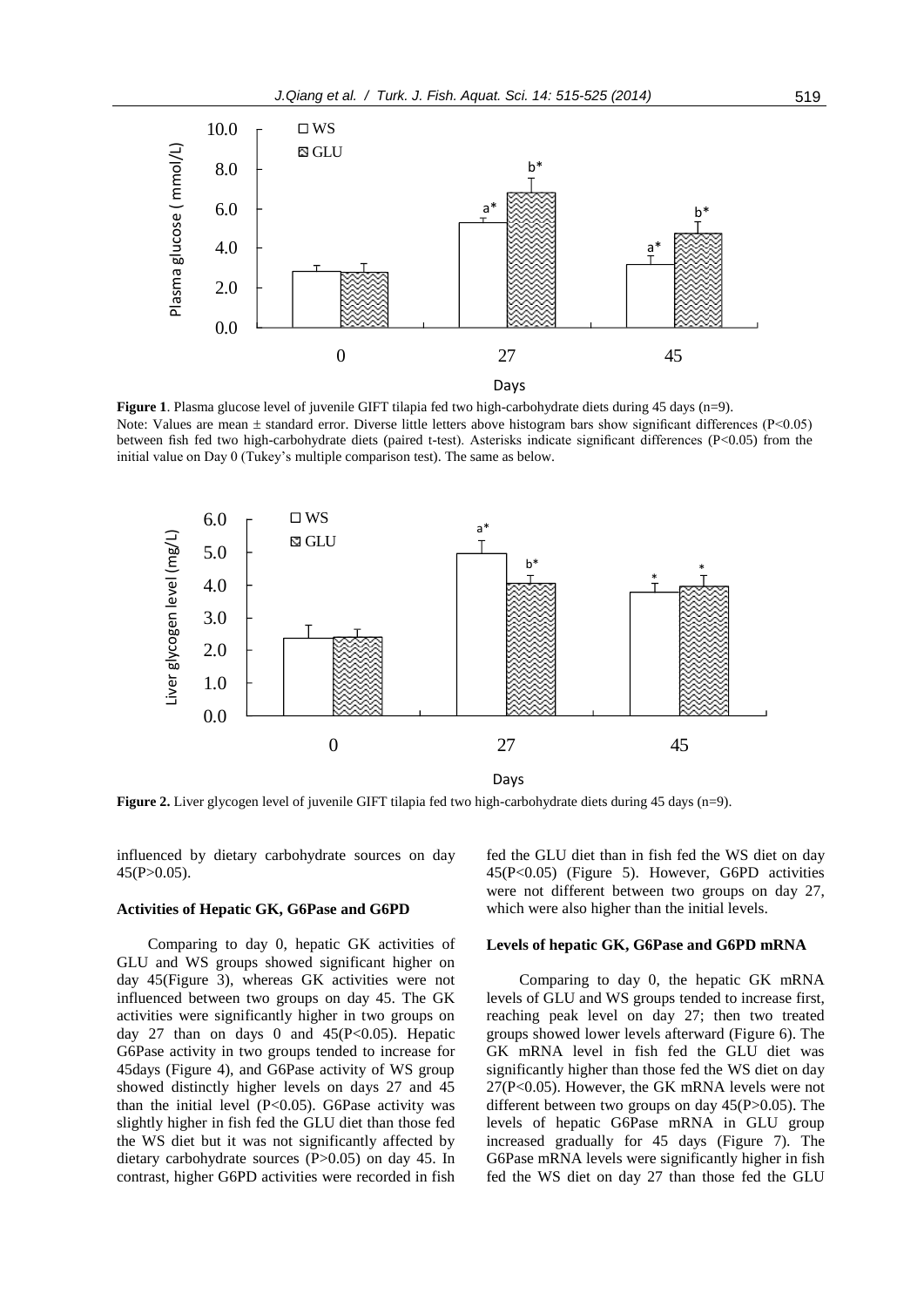**Figure 1**. Plasma glucose level of juvenile GIFT tilapia fed two high-carbohydrate diets during 45 days (n=9).
Note: Values are mean ± standard error. Diverse little letters above histogram bars show significant differences ($P<0.05$) between fish fed two high-carbohydrate diets (paired t-test). Asterisks indicate significant differences ($P<0.05$) from the initial value on Day 0 (Tukey's multiple comparison test). The same as below.

**Figure 2.** Liver glycogen level of juvenile GIFT tilapia fed two high-carbohydrate diets during 45 days (n=9).

influenced by dietary carbohydrate sources on day 45($P>0.05$).

### Activities of Hepatic GK, G6Pase and G6PD

Comparing to day 0, hepatic GK activities of GLU and WS groups showed significant higher on day 45(Figure 3), whereas GK activities were not influenced between two groups on day 45. The GK activities were significantly higher in two groups on day 27 than on days 0 and 45($P<0.05$). Hepatic G6Pase activity in two groups tended to increase for 45days (Figure 4), and G6Pase activity of WS group showed distinctly higher levels on days 27 and 45 than the initial level ($P<0.05$). G6Pase activity was slightly higher in fish fed the GLU diet than those fed the WS diet but it was not significantly affected by dietary carbohydrate sources ($P>0.05$) on day 45. In contrast, higher G6PD activities were recorded in fish fed the GLU diet than in fish fed the WS diet on day 45($P<0.05$) (Figure 5). However, G6PD activities were not different between two groups on day 27, which were also higher than the initial levels.

### Levels of hepatic GK, G6Pase and G6PD mRNA

Comparing to day 0, the hepatic GK mRNA levels of GLU and WS groups tended to increase first, reaching peak level on day 27; then two treated groups showed lower levels afterward (Figure 6). The GK mRNA level in fish fed the GLU diet was significantly higher than those fed the WS diet on day 27($P<0.05$). However, the GK mRNA levels were not different between two groups on day 45($P>0.05$). The levels of hepatic G6Pase mRNA in GLU group increased gradually for 45 days (Figure 7). The G6Pase mRNA levels were significantly higher in fish fed the WS diet on day 27 than those fed the GLU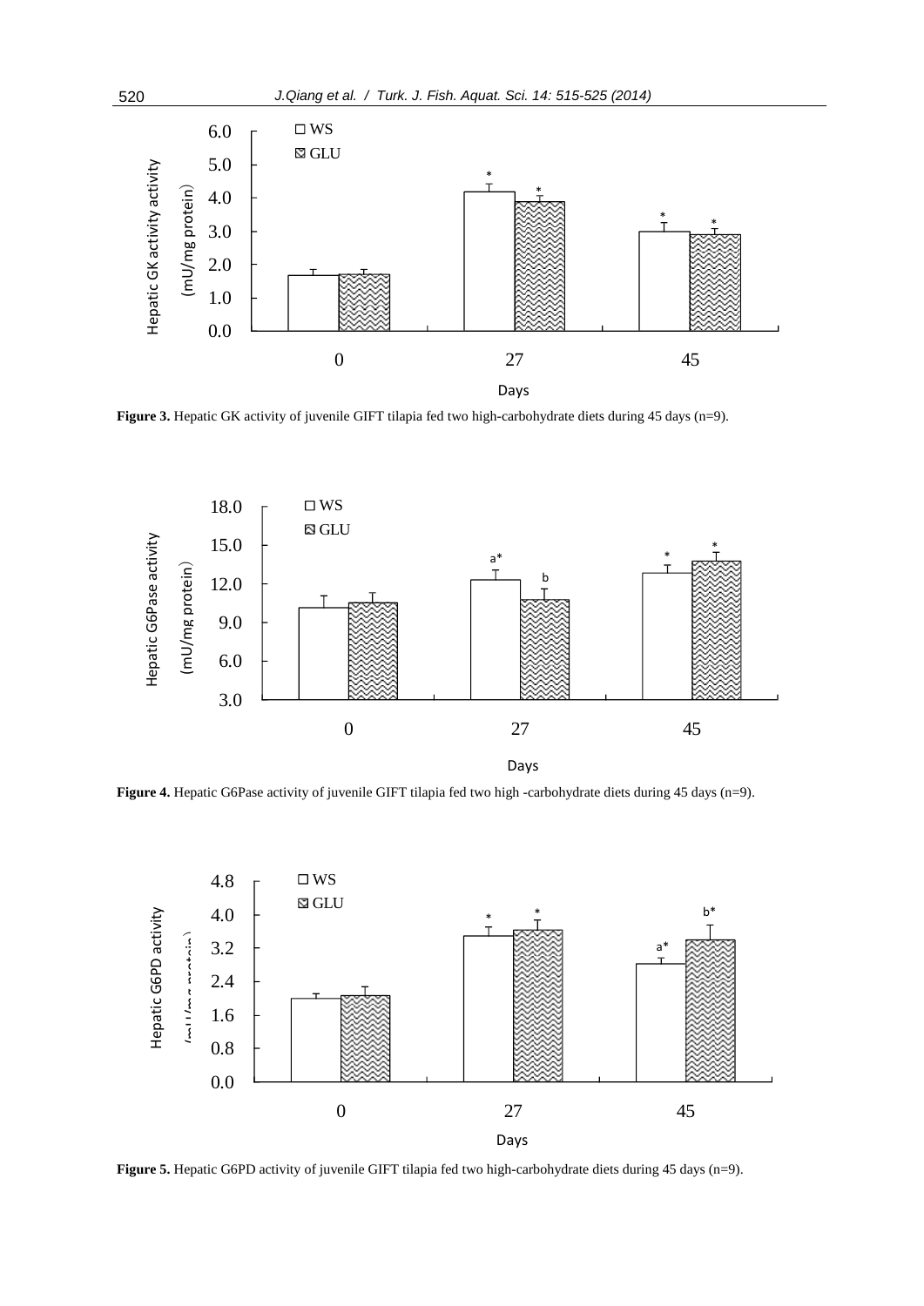**Figure 3.** Hepatic GK activity of juvenile GIFT tilapia fed two high-carbohydrate diets during 45 days (n=9).

**Figure 4.** Hepatic G6Pase activity of juvenile GIFT tilapia fed two high -carbohydrate diets during 45 days (n=9).

**Figure 5.** Hepatic G6PD activity of juvenile GIFT tilapia fed two high-carbohydrate diets during 45 days (n=9).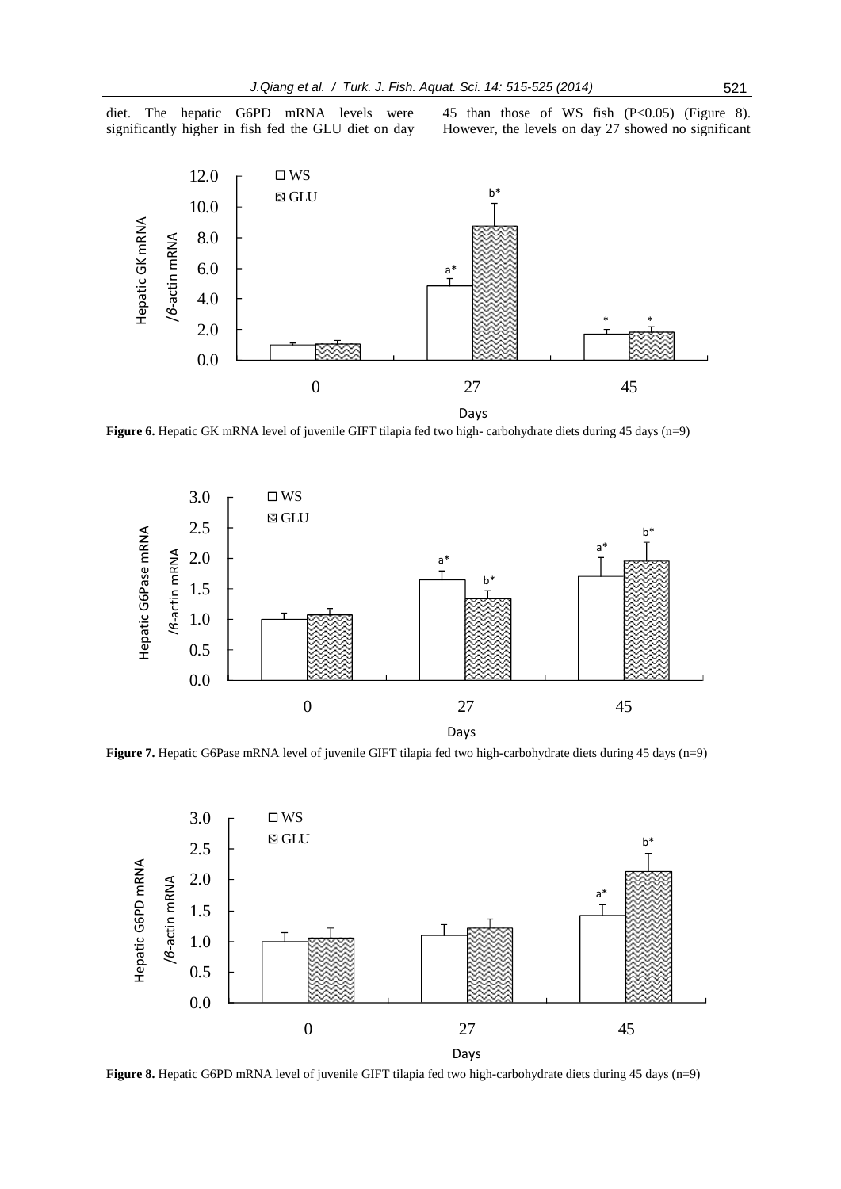diet. The hepatic G6PD mRNA levels were significantly higher in fish fed the GLU diet on day 45 than those of WS fish (P<0.05) (Figure 8). However, the levels on day 27 showed no significant

**Figure 6.** Hepatic GK mRNA level of juvenile GIFT tilapia fed two high- carbohydrate diets during 45 days (n=9)

**Figure 7.** Hepatic G6Pase mRNA level of juvenile GIFT tilapia fed two high-carbohydrate diets during 45 days (n=9)

**Figure 8.** Hepatic G6PD mRNA level of juvenile GIFT tilapia fed two high-carbohydrate diets during 45 days (n=9)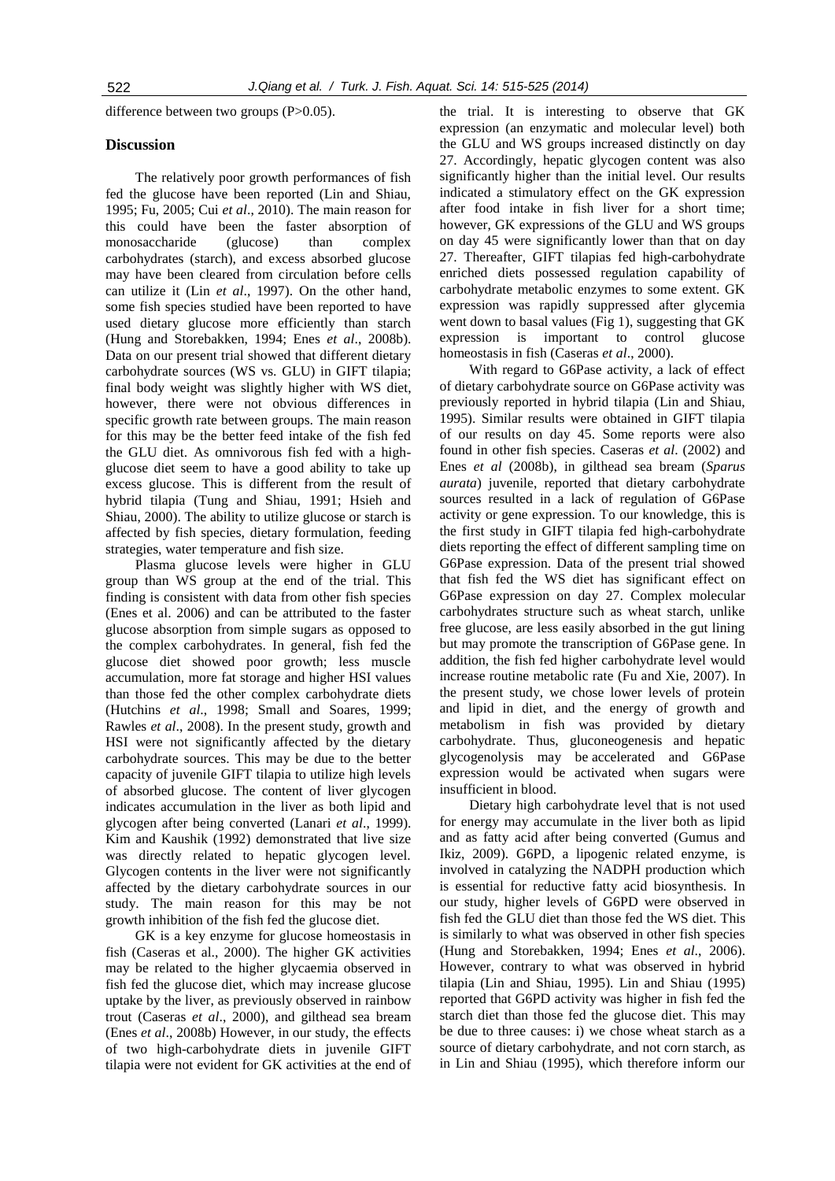difference between two groups (P>0.05).

## Discussion

The relatively poor growth performances of fish fed the glucose have been reported (Lin and Shiau, 1995; Fu, 2005; Cui *et al*., 2010). The main reason for this could have been the faster absorption of monosaccharide (glucose) than complex carbohydrates (starch), and excess absorbed glucose may have been cleared from circulation before cells can utilize it (Lin *et al*., 1997). On the other hand, some fish species studied have been reported to have used dietary glucose more efficiently than starch (Hung and Storebakken, 1994; Enes *et al*., 2008b). Data on our present trial showed that different dietary carbohydrate sources (WS vs. GLU) in GIFT tilapia; final body weight was slightly higher with WS diet, however, there were not obvious differences in specific growth rate between groups. The main reason for this may be the better feed intake of the fish fed the GLU diet. As omnivorous fish fed with a high-glucose diet seem to have a good ability to take up excess glucose. This is different from the result of hybrid tilapia (Tung and Shiau, 1991; Hsieh and Shiau, 2000). The ability to utilize glucose or starch is affected by fish species, dietary formulation, feeding strategies, water temperature and fish size.

Plasma glucose levels were higher in GLU group than WS group at the end of the trial. This finding is consistent with data from other fish species (Enes et al. 2006) and can be attributed to the faster glucose absorption from simple sugars as opposed to the complex carbohydrates. In general, fish fed the glucose diet showed poor growth; less muscle accumulation, more fat storage and higher HSI values than those fed the other complex carbohydrate diets (Hutchins *et al*., 1998; Small and Soares, 1999; Rawles *et al*., 2008). In the present study, growth and HSI were not significantly affected by the dietary carbohydrate sources. This may be due to the better capacity of juvenile GIFT tilapia to utilize high levels of absorbed glucose. The content of liver glycogen indicates accumulation in the liver as both lipid and glycogen after being converted (Lanari *et al*., 1999). Kim and Kaushik (1992) demonstrated that live size was directly related to hepatic glycogen level. Glycogen contents in the liver were not significantly affected by the dietary carbohydrate sources in our study. The main reason for this may be not growth inhibition of the fish fed the glucose diet.

GK is a key enzyme for glucose homeostasis in fish (Caseras et al., 2000). The higher GK activities may be related to the higher glycaemia observed in fish fed the glucose diet, which may increase glucose uptake by the liver, as previously observed in rainbow trout (Caseras *et al*., 2000), and gilthead sea bream (Enes *et al*., 2008b) However, in our study, the effects of two high-carbohydrate diets in juvenile GIFT tilapia were not evident for GK activities at the end of the trial. It is interesting to observe that GK expression (an enzymatic and molecular level) both the GLU and WS groups increased distinctly on day 27. Accordingly, hepatic glycogen content was also significantly higher than the initial level. Our results indicated a stimulatory effect on the GK expression after food intake in fish liver for a short time; however, GK expressions of the GLU and WS groups on day 45 were significantly lower than that on day 27. Thereafter, GIFT tilapias fed high-carbohydrate enriched diets possessed regulation capability of carbohydrate metabolic enzymes to some extent. GK expression was rapidly suppressed after glycemia went down to basal values (Fig 1), suggesting that GK expression is important to control glucose homeostasis in fish (Caseras *et al*., 2000).

With regard to G6Pase activity, a lack of effect of dietary carbohydrate source on G6Pase activity was previously reported in hybrid tilapia (Lin and Shiau, 1995). Similar results were obtained in GIFT tilapia of our results on day 45. Some reports were also found in other fish species. Caseras *et al*. (2002) and Enes *et al* (2008b), in gilthead sea bream (*Sparus aurata*) juvenile, reported that dietary carbohydrate sources resulted in a lack of regulation of G6Pase activity or gene expression. To our knowledge, this is the first study in GIFT tilapia fed high-carbohydrate diets reporting the effect of different sampling time on G6Pase expression. Data of the present trial showed that fish fed the WS diet has significant effect on G6Pase expression on day 27. Complex molecular carbohydrates structure such as wheat starch, unlike free glucose, are less easily absorbed in the gut lining but may promote the transcription of G6Pase gene. In addition, the fish fed higher carbohydrate level would increase routine metabolic rate (Fu and Xie, 2007). In the present study, we chose lower levels of protein and lipid in diet, and the energy of growth and metabolism in fish was provided by dietary carbohydrate. Thus, gluconeogenesis and hepatic glycogenolysis may be accelerated and G6Pase expression would be activated when sugars were insufficient in blood.

Dietary high carbohydrate level that is not used for energy may accumulate in the liver both as lipid and as fatty acid after being converted (Gumus and Ikiz, 2009). G6PD, a lipogenic related enzyme, is involved in catalyzing the NADPH production which is essential for reductive fatty acid biosynthesis. In our study, higher levels of G6PD were observed in fish fed the GLU diet than those fed the WS diet. This is similarly to what was observed in other fish species (Hung and Storebakken, 1994; Enes *et al*., 2006). However, contrary to what was observed in hybrid tilapia (Lin and Shiau, 1995). Lin and Shiau (1995) reported that G6PD activity was higher in fish fed the starch diet than those fed the glucose diet. This may be due to three causes: i) we chose wheat starch as a source of dietary carbohydrate, and not corn starch, as in Lin and Shiau (1995), which therefore inform our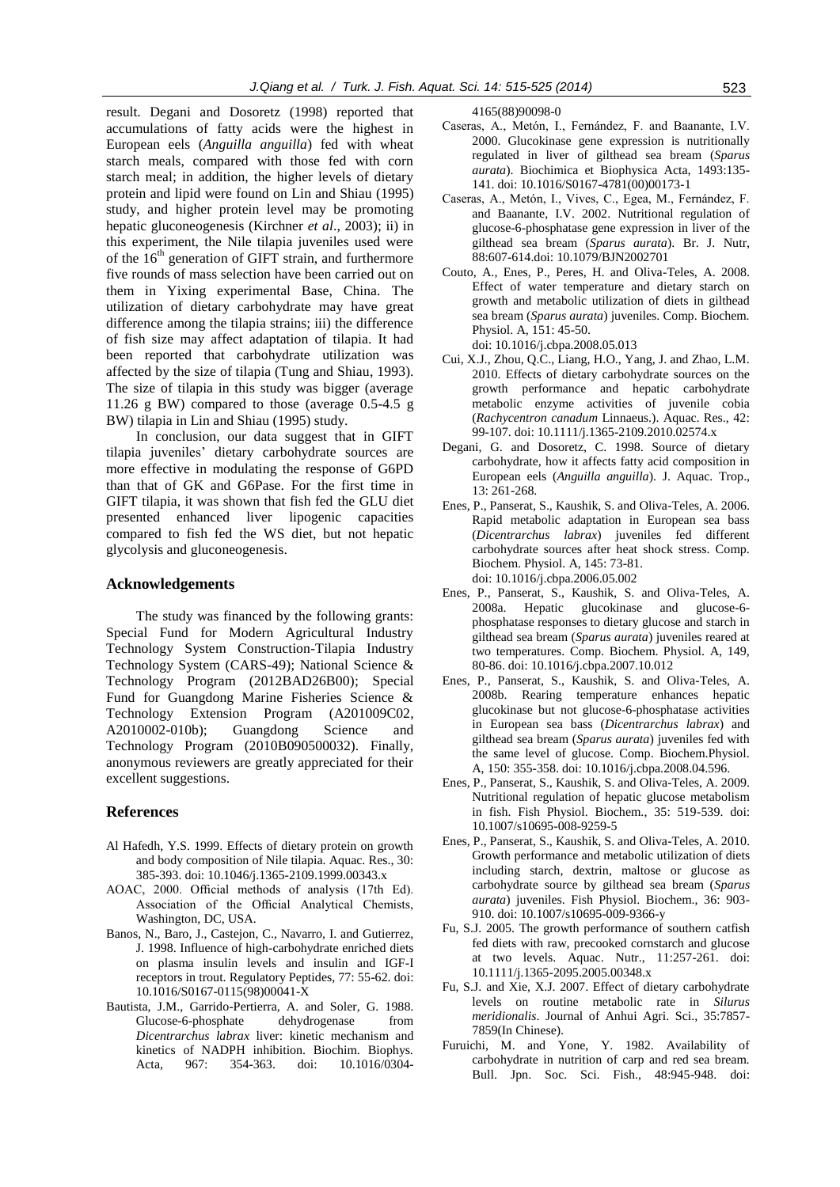result. Degani and Dosoretz (1998) reported that accumulations of fatty acids were the highest in European eels (*Anguilla anguilla*) fed with wheat starch meals, compared with those fed with corn starch meal; in addition, the higher levels of dietary protein and lipid were found on Lin and Shiau (1995) study, and higher protein level may be promoting hepatic gluconeogenesis (Kirchner *et al*., 2003); ii) in this experiment, the Nile tilapia juveniles used were of the $16^{th}$ generation of GIFT strain, and furthermore five rounds of mass selection have been carried out on them in Yixing experimental Base, China. The utilization of dietary carbohydrate may have great difference among the tilapia strains; iii) the difference of fish size may affect adaptation of tilapia. It had been reported that carbohydrate utilization was affected by the size of tilapia (Tung and Shiau, 1993). The size of tilapia in this study was bigger (average 11.26 g BW) compared to those (average 0.5-4.5 g BW) tilapia in Lin and Shiau (1995) study.

In conclusion, our data suggest that in GIFT tilapia juveniles' dietary carbohydrate sources are more effective in modulating the response of G6PD than that of GK and G6Pase. For the first time in GIFT tilapia, it was shown that fish fed the GLU diet presented enhanced liver lipogenic capacities compared to fish fed the WS diet, but not hepatic glycolysis and gluconeogenesis.

## Acknowledgements

The study was financed by the following grants: Special Fund for Modern Agricultural Industry Technology System Construction-Tilapia Industry Technology System (CARS-49); National Science & Technology Program (2012BAD26B00); Special Fund for Guangdong Marine Fisheries Science & Technology Extension Program (A201009C02, A2010002-010b); Guangdong Science and Technology Program (2010B090500032). Finally, anonymous reviewers are greatly appreciated for their excellent suggestions.

## References

Al Hafedh, Y.S. 1999. Effects of dietary protein on growth and body composition of Nile tilapia. Aquac. Res., 30: 385-393. doi: 10.1046/j.1365-2109.1999.00343.x

AOAC, 2000. Official methods of analysis (17th Ed). Association of the Official Analytical Chemists, Washington, DC, USA.

Banos, N., Baro, J., Castejon, C., Navarro, I. and Gutierrez, J. 1998. Influence of high-carbohydrate enriched diets on plasma insulin levels and insulin and IGF-I receptors in trout. Regulatory Peptides, 77: 55-62. doi: 10.1016/S0167-0115(98)00041-X

Bautista, J.M., Garrido-Pertierra, A. and Soler, G. 1988. Glucose-6-phosphate dehydrogenase from *Dicentrarchus labrax* liver: kinetic mechanism and kinetics of NADPH inhibition. Biochim. Biophys. Acta, 967: 354-363. doi: 10.1016/0304-4165(88)90098-0

Caseras, A., Metón, I., Fernández, F. and Baanante, I.V. 2000. Glucokinase gene expression is nutritionally regulated in liver of gilthead sea bream (*Sparus aurata*). Biochimica et Biophysica Acta, 1493:135-141. doi: 10.1016/S0167-4781(00)00173-1

Caseras, A., Metón, I., Vives, C., Egea, M., Fernández, F. and Baanante, I.V. 2002. Nutritional regulation of glucose-6-phosphatase gene expression in liver of the gilthead sea bream (*Sparus aurata*). Br. J. Nutr, 88:607-614.doi: 10.1079/BJN2002701

Couto, A., Enes, P., Peres, H. and Oliva-Teles, A. 2008. Effect of water temperature and dietary starch on growth and metabolic utilization of diets in gilthead sea bream (*Sparus aurata*) juveniles. Comp. Biochem. Physiol. A, 151: 45-50. doi: 10.1016/j.cbpa.2008.05.013

Cui, X.J., Zhou, Q.C., Liang, H.O., Yang, J. and Zhao, L.M. 2010. Effects of dietary carbohydrate sources on the growth performance and hepatic carbohydrate metabolic enzyme activities of juvenile cobia (*Rachycentron canadum* Linnaeus.). Aquac. Res., 42: 99-107. doi: 10.1111/j.1365-2109.2010.02574.x

Degani, G. and Dosoretz, C. 1998. Source of dietary carbohydrate, how it affects fatty acid composition in European eels (*Anguilla anguilla*). J. Aquac. Trop., 13: 261-268.

Enes, P., Panserat, S., Kaushik, S. and Oliva-Teles, A. 2006. Rapid metabolic adaptation in European sea bass (*Dicentrarchus labrax*) juveniles fed different carbohydrate sources after heat shock stress. Comp. Biochem. Physiol. A, 145: 73-81. doi: 10.1016/j.cbpa.2006.05.002

Enes, P., Panserat, S., Kaushik, S. and Oliva-Teles, A. 2008a. Hepatic glucokinase and glucose-6-phosphatase responses to dietary glucose and starch in gilthead sea bream (*Sparus aurata*) juveniles reared at two temperatures. Comp. Biochem. Physiol. A, 149, 80-86. doi: 10.1016/j.cbpa.2007.10.012

Enes, P., Panserat, S., Kaushik, S. and Oliva-Teles, A. 2008b. Rearing temperature enhances hepatic glucokinase but not glucose-6-phosphatase activities in European sea bass (*Dicentrarchus labrax*) and gilthead sea bream (*Sparus aurata*) juveniles fed with the same level of glucose. Comp. Biochem.Physiol. A, 150: 355-358. doi: 10.1016/j.cbpa.2008.04.596.

Enes, P., Panserat, S., Kaushik, S. and Oliva-Teles, A. 2009. Nutritional regulation of hepatic glucose metabolism in fish. Fish Physiol. Biochem., 35: 519-539. doi: 10.1007/s10695-008-9259-5

Enes, P., Panserat, S., Kaushik, S. and Oliva-Teles, A. 2010. Growth performance and metabolic utilization of diets including starch, dextrin, maltose or glucose as carbohydrate source by gilthead sea bream (*Sparus aurata*) juveniles. Fish Physiol. Biochem., 36: 903-910. doi: 10.1007/s10695-009-9366-y

Fu, S.J. 2005. The growth performance of southern catfish fed diets with raw, precooked cornstarch and glucose at two levels. Aquac. Nutr., 11:257-261. doi: 10.1111/j.1365-2095.2005.00348.x

Fu, S.J. and Xie, X.J. 2007. Effect of dietary carbohydrate levels on routine metabolic rate in *Silurus meridionalis*. Journal of Anhui Agri. Sci., 35:7857-7859(In Chinese).

Furuichi, M. and Yone, Y. 1982. Availability of carbohydrate in nutrition of carp and red sea bream. Bull. Jpn. Soc. Sci. Fish., 48:945-948. doi: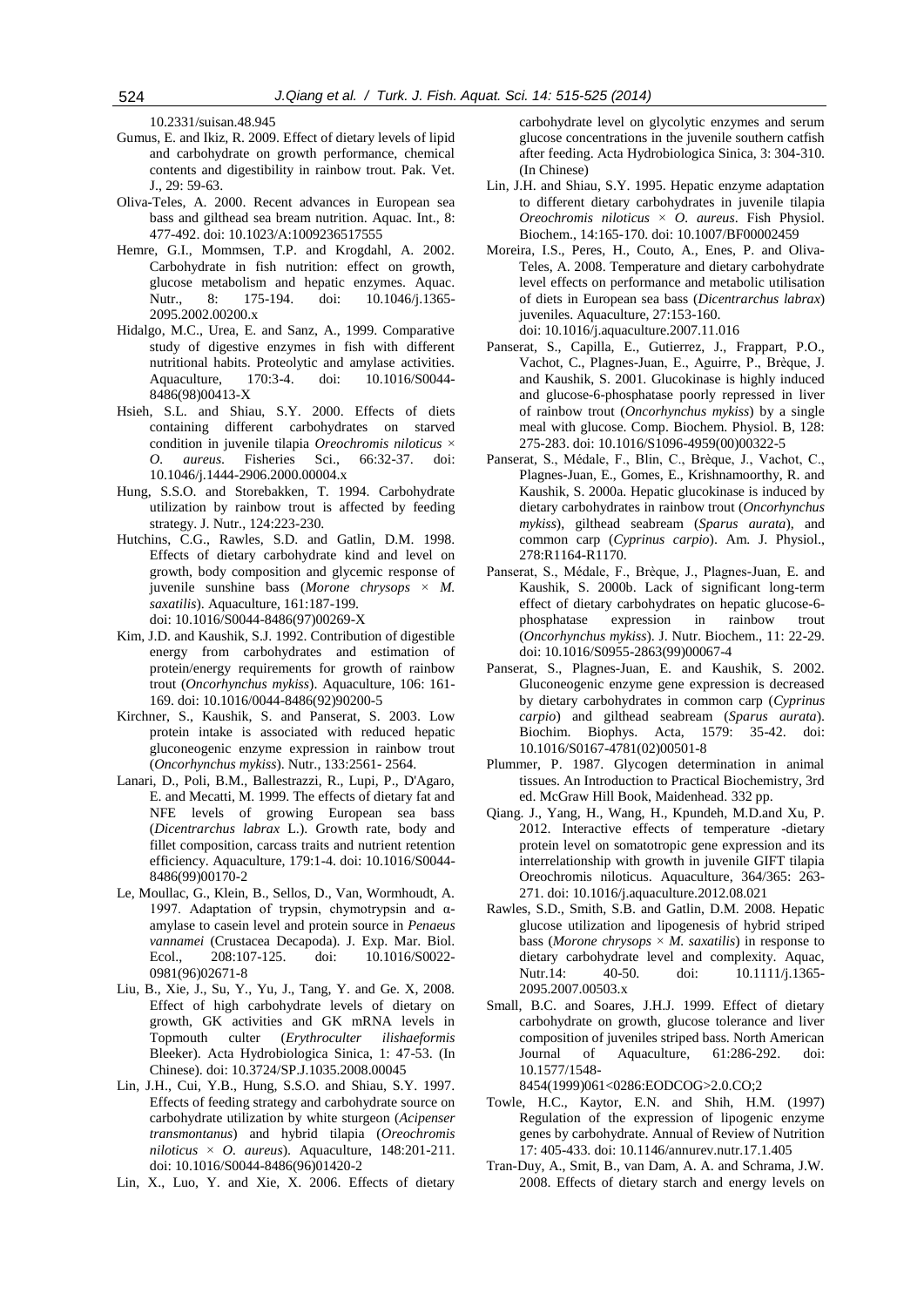10.2331/suisan.48.945

Gumus, E. and Ikiz, R. 2009. Effect of dietary levels of lipid and carbohydrate on growth performance, chemical contents and digestibility in rainbow trout. Pak. Vet. J., 29: 59-63.

Oliva-Teles, A. 2000. Recent advances in European sea bass and gilthead sea bream nutrition. Aquac. Int., 8: 477-492. doi: 10.1023/A:1009236517555

Hemre, G.I., Mommsen, T.P. and Krogdahl, A. 2002. Carbohydrate in fish nutrition: effect on growth, glucose metabolism and hepatic enzymes. Aquac. Nutr., 8: 175-194. doi: 10.1046/j.1365-2095.2002.00200.x

Hidalgo, M.C., Urea, E. and Sanz, A., 1999. Comparative study of digestive enzymes in fish with different nutritional habits. Proteolytic and amylase activities. Aquaculture, 170:3-4. doi: 10.1016/S0044-8486(98)00413-X

Hsieh, S.L. and Shiau, S.Y. 2000. Effects of diets containing different carbohydrates on starved condition in juvenile tilapia *Oreochromis niloticus* × *O. aureus*. Fisheries Sci., 66:32-37. doi: 10.1046/j.1444-2906.2000.00004.x

Hung, S.S.O. and Storebakken, T. 1994. Carbohydrate utilization by rainbow trout is affected by feeding strategy. J. Nutr., 124:223-230.

Hutchins, C.G., Rawles, S.D. and Gatlin, D.M. 1998. Effects of dietary carbohydrate kind and level on growth, body composition and glycemic response of juvenile sunshine bass (*Morone chrysops* × *M. saxatilis*). Aquaculture, 161:187-199. doi: 10.1016/S0044-8486(97)00269-X

Kim, J.D. and Kaushik, S.J. 1992. Contribution of digestible energy from carbohydrates and estimation of protein/energy requirements for growth of rainbow trout (*Oncorhynchus mykiss*). Aquaculture, 106: 161-169. doi: 10.1016/0044-8486(92)90200-5

Kirchner, S., Kaushik, S. and Panserat, S. 2003. Low protein intake is associated with reduced hepatic gluconeogenic enzyme expression in rainbow trout (*Oncorhynchus mykiss*). Nutr., 133:2561- 2564.

Lanari, D., Poli, B.M., Ballestrazzi, R., Lupi, P., D'Agaro, E. and Mecatti, M. 1999. The effects of dietary fat and NFE levels of growing European sea bass (*Dicentrarchus labrax* L.). Growth rate, body and fillet composition, carcass traits and nutrient retention efficiency. Aquaculture, 179:1-4. doi: 10.1016/S0044-8486(99)00170-2

Le, Moullac, G., Klein, B., Sellos, D., Van, Wormhoudt, A. 1997. Adaptation of trypsin, chymotrypsin and α-amylase to casein level and protein source in *Penaeus vannamei* (Crustacea Decapoda). J. Exp. Mar. Biol. Ecol., 208:107-125. doi: 10.1016/S0022-0981(96)02671-8

Liu, B., Xie, J., Su, Y., Yu, J., Tang, Y. and Ge. X, 2008. Effect of high carbohydrate levels of dietary on growth, GK activities and GK mRNA levels in Topmouth culter (*Erythroculter ilishaeformis* Bleeker). Acta Hydrobiologica Sinica, 1: 47-53. (In Chinese). doi: 10.3724/SP.J.1035.2008.00045

Lin, J.H., Cui, Y.B., Hung, S.S.O. and Shiau, S.Y. 1997. Effects of feeding strategy and carbohydrate source on carbohydrate utilization by white sturgeon (*Acipenser transmontanus*) and hybrid tilapia (*Oreochromis niloticus* × *O. aureus*). Aquaculture, 148:201-211. doi: 10.1016/S0044-8486(96)01420-2

Lin, X., Luo, Y. and Xie, X. 2006. Effects of dietary carbohydrate level on glycolytic enzymes and serum glucose concentrations in the juvenile southern catfish after feeding. Acta Hydrobiologica Sinica, 3: 304-310. (In Chinese)

Lin, J.H. and Shiau, S.Y. 1995. Hepatic enzyme adaptation to different dietary carbohydrates in juvenile tilapia *Oreochromis niloticus* × *O. aureus*. Fish Physiol. Biochem., 14:165-170. doi: 10.1007/BF00002459

Moreira, I.S., Peres, H., Couto, A., Enes, P. and Oliva-Teles, A. 2008. Temperature and dietary carbohydrate level effects on performance and metabolic utilisation of diets in European sea bass (*Dicentrarchus labrax*) juveniles. Aquaculture, 27:153-160. doi: 10.1016/j.aquaculture.2007.11.016

Panserat, S., Capilla, E., Gutierrez, J., Frappart, P.O., Vachot, C., Plagnes-Juan, E., Aguirre, P., Brèque, J. and Kaushik, S. 2001. Glucokinase is highly induced and glucose-6-phosphatase poorly repressed in liver of rainbow trout (*Oncorhynchus mykiss*) by a single meal with glucose. Comp. Biochem. Physiol. B, 128: 275-283. doi: 10.1016/S1096-4959(00)00322-5

Panserat, S., Médale, F., Blin, C., Brèque, J., Vachot, C., Plagnes-Juan, E., Gomes, E., Krishnamoorthy, R. and Kaushik, S. 2000a. Hepatic glucokinase is induced by dietary carbohydrates in rainbow trout (*Oncorhynchus mykiss*), gilthead seabream (*Sparus aurata*), and common carp (*Cyprinus carpio*). Am. J. Physiol., 278:R1164-R1170.

Panserat, S., Médale, F., Brèque, J., Plagnes-Juan, E. and Kaushik, S. 2000b. Lack of significant long-term effect of dietary carbohydrates on hepatic glucose-6-phosphatase expression in rainbow trout (*Oncorhynchus mykiss*). J. Nutr. Biochem., 11: 22-29. doi: 10.1016/S0955-2863(99)00067-4

Panserat, S., Plagnes-Juan, E. and Kaushik, S. 2002. Gluconeogenic enzyme gene expression is decreased by dietary carbohydrates in common carp (*Cyprinus carpio*) and gilthead seabream (*Sparus aurata*). Biochim. Biophys. Acta, 1579: 35-42. doi: 10.1016/S0167-4781(02)00501-8

Plummer, P. 1987. Glycogen determination in animal tissues. An Introduction to Practical Biochemistry, 3rd ed. McGraw Hill Book, Maidenhead. 332 pp.

Qiang. J., Yang, H., Wang, H., Kpundeh, M.D.and Xu, P. 2012. Interactive effects of temperature -dietary protein level on somatotropic gene expression and its interrelationship with growth in juvenile GIFT tilapia Oreochromis niloticus. Aquaculture, 364/365: 263-271. doi: 10.1016/j.aquaculture.2012.08.021

Rawles, S.D., Smith, S.B. and Gatlin, D.M. 2008. Hepatic glucose utilization and lipogenesis of hybrid striped bass (*Morone chrysops* × *M. saxatilis*) in response to dietary carbohydrate level and complexity. Aquac, Nutr.14: 40-50. doi: 10.1111/j.1365-2095.2007.00503.x

Small, B.C. and Soares, J.H.J. 1999. Effect of dietary carbohydrate on growth, glucose tolerance and liver composition of juveniles striped bass. North American Journal of Aquaculture, 61:286-292. doi: 10.1577/1548-8454(1999)061<0286:EODCOG>2.0.CO;2

Towle, H.C., Kaytor, E.N. and Shih, H.M. (1997) Regulation of the expression of lipogenic enzyme genes by carbohydrate. Annual of Review of Nutrition 17: 405-433. doi: 10.1146/annurev.nutr.17.1.405

Tran-Duy, A., Smit, B., van Dam, A. A. and Schrama, J.W. 2008. Effects of dietary starch and energy levels on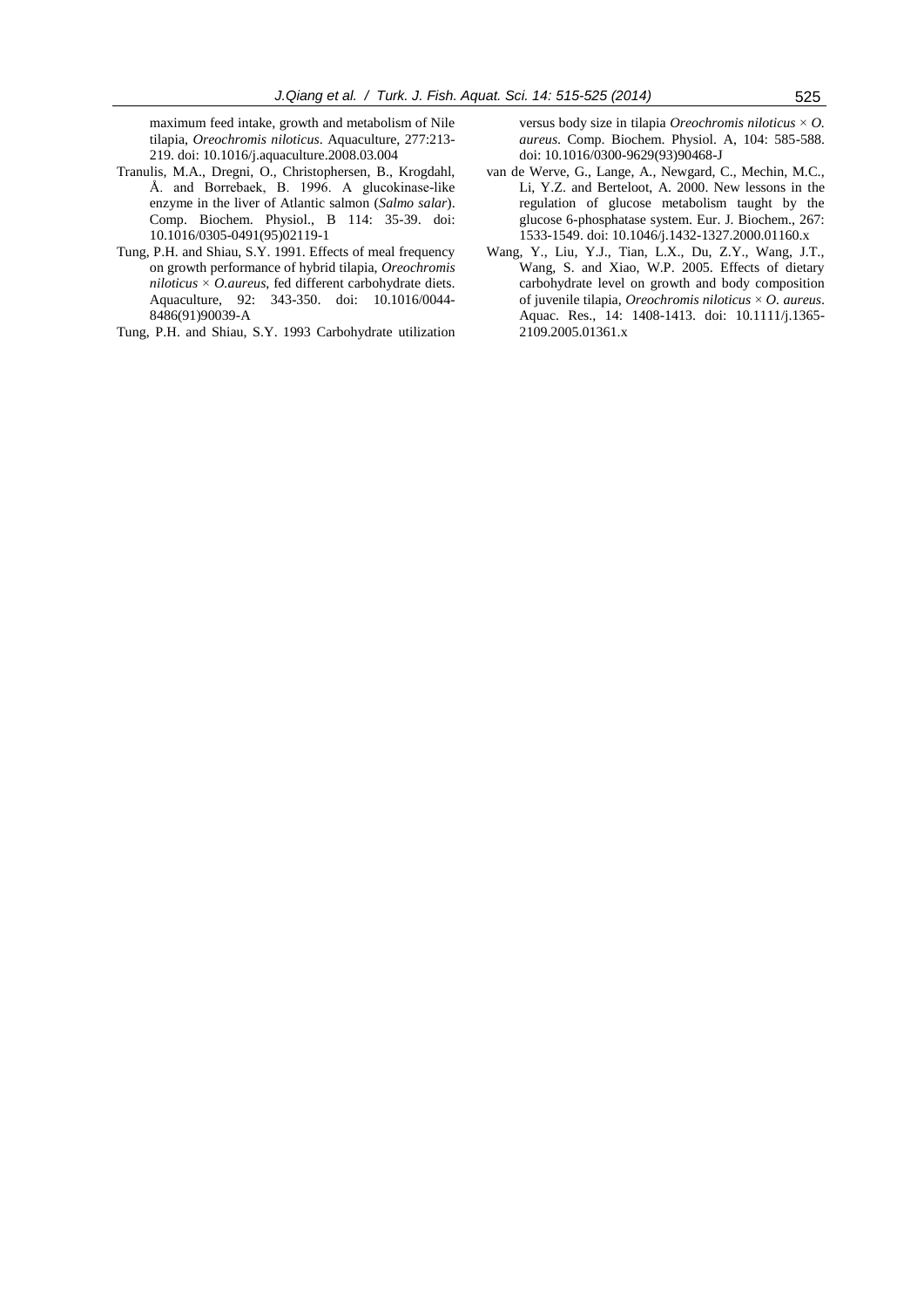maximum feed intake, growth and metabolism of Nile tilapia, *Oreochromis niloticus*. Aquaculture, 277:213-219. doi: 10.1016/j.aquaculture.2008.03.004

Tranulis, M.A., Dregni, O., Christophersen, B., Krogdahl, Å. and Borrebaek, B. 1996. A glucokinase-like enzyme in the liver of Atlantic salmon (*Salmo salar*). Comp. Biochem. Physiol., B 114: 35-39. doi: 10.1016/0305-0491(95)02119-1

Tung, P.H. and Shiau, S.Y. 1991. Effects of meal frequency on growth performance of hybrid tilapia, *Oreochromis niloticus* × *O.aureus*, fed different carbohydrate diets. Aquaculture, 92: 343-350. doi: 10.1016/0044-8486(91)90039-A

Tung, P.H. and Shiau, S.Y. 1993 Carbohydrate utilization versus body size in tilapia *Oreochromis niloticus* × *O. aureus*. Comp. Biochem. Physiol. A, 104: 585-588. doi: 10.1016/0300-9629(93)90468-J

van de Werve, G., Lange, A., Newgard, C., Mechin, M.C., Li, Y.Z. and Berteloot, A. 2000. New lessons in the regulation of glucose metabolism taught by the glucose 6-phosphatase system. Eur. J. Biochem., 267: 1533-1549. doi: 10.1046/j.1432-1327.2000.01160.x

Wang, Y., Liu, Y.J., Tian, L.X., Du, Z.Y., Wang, J.T., Wang, S. and Xiao, W.P. 2005. Effects of dietary carbohydrate level on growth and body composition of juvenile tilapia, *Oreochromis niloticus* × *O. aureus*. Aquac. Res., 14: 1408-1413. doi: 10.1111/j.1365-2109.2005.01361.x